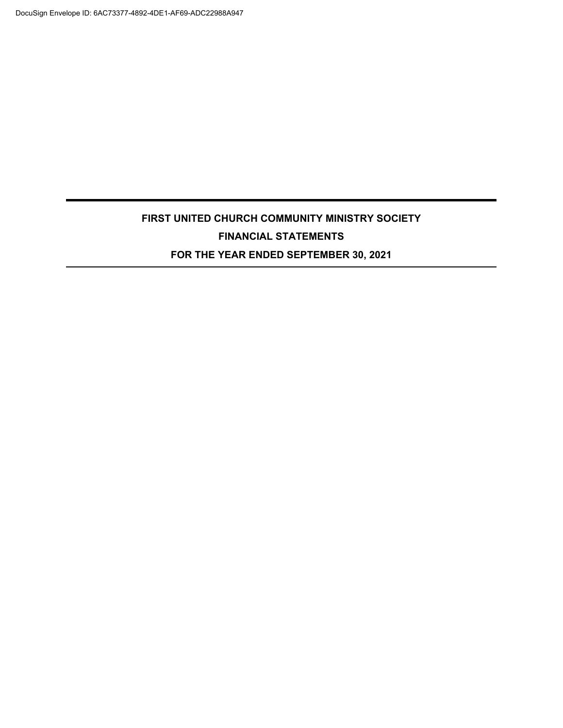DocuSign Envelope ID: 6AC73377-4892-4DE1-AF69-ADC22988A947

# FIRST UNITED CHURCH COMMUNITY MINISTRY SOCIETY

## FINANCIAL STATEMENTS

## FOR THE YEAR ENDED SEPTEMBER 30, 2021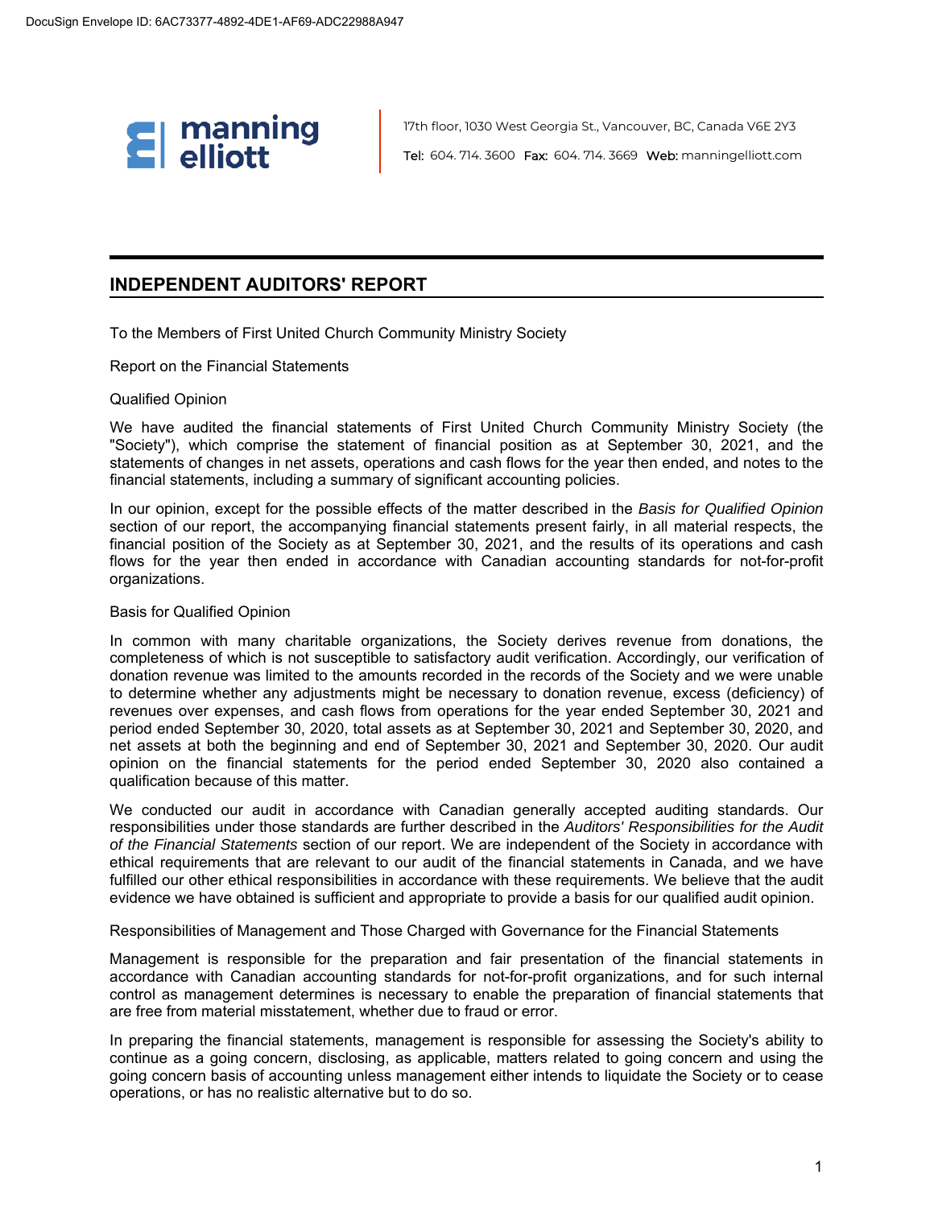manning elliott

17th floor, 1030 West Georgia St., Vancouver, BC, Canada V6E 2Y3

Tel: 604. 714. 3600 Fax: 604. 714. 3669 Web: manningelliott.com

## INDEPENDENT AUDITORS' REPORT

To the Members of First United Church Community Ministry Society

Report on the Financial Statements

Qualified Opinion

We have audited the financial statements of First United Church Community Ministry Society (the "Society"), which comprise the statement of financial position as at September 30, 2021, and the statements of changes in net assets, operations and cash flows for the year then ended, and notes to the financial statements, including a summary of significant accounting policies.

In our opinion, except for the possible effects of the matter described in the *Basis for Qualified Opinion* section of our report, the accompanying financial statements present fairly, in all material respects, the financial position of the Society as at September 30, 2021, and the results of its operations and cash flows for the year then ended in accordance with Canadian accounting standards for not-for-profit organizations.

Basis for Qualified Opinion

In common with many charitable organizations, the Society derives revenue from donations, the completeness of which is not susceptible to satisfactory audit verification. Accordingly, our verification of donation revenue was limited to the amounts recorded in the records of the Society and we were unable to determine whether any adjustments might be necessary to donation revenue, excess (deficiency) of revenues over expenses, and cash flows from operations for the year ended September 30, 2021 and period ended September 30, 2020, total assets as at September 30, 2021 and September 30, 2020, and net assets at both the beginning and end of September 30, 2021 and September 30, 2020. Our audit opinion on the financial statements for the period ended September 30, 2020 also contained a qualification because of this matter.

We conducted our audit in accordance with Canadian generally accepted auditing standards. Our responsibilities under those standards are further described in the *Auditors' Responsibilities for the Audit of the Financial Statements* section of our report. We are independent of the Society in accordance with ethical requirements that are relevant to our audit of the financial statements in Canada, and we have fulfilled our other ethical responsibilities in accordance with these requirements. We believe that the audit evidence we have obtained is sufficient and appropriate to provide a basis for our qualified audit opinion.

Responsibilities of Management and Those Charged with Governance for the Financial Statements

Management is responsible for the preparation and fair presentation of the financial statements in accordance with Canadian accounting standards for not-for-profit organizations, and for such internal control as management determines is necessary to enable the preparation of financial statements that are free from material misstatement, whether due to fraud or error.

In preparing the financial statements, management is responsible for assessing the Society's ability to continue as a going concern, disclosing, as applicable, matters related to going concern and using the going concern basis of accounting unless management either intends to liquidate the Society or to cease operations, or has no realistic alternative but to do so.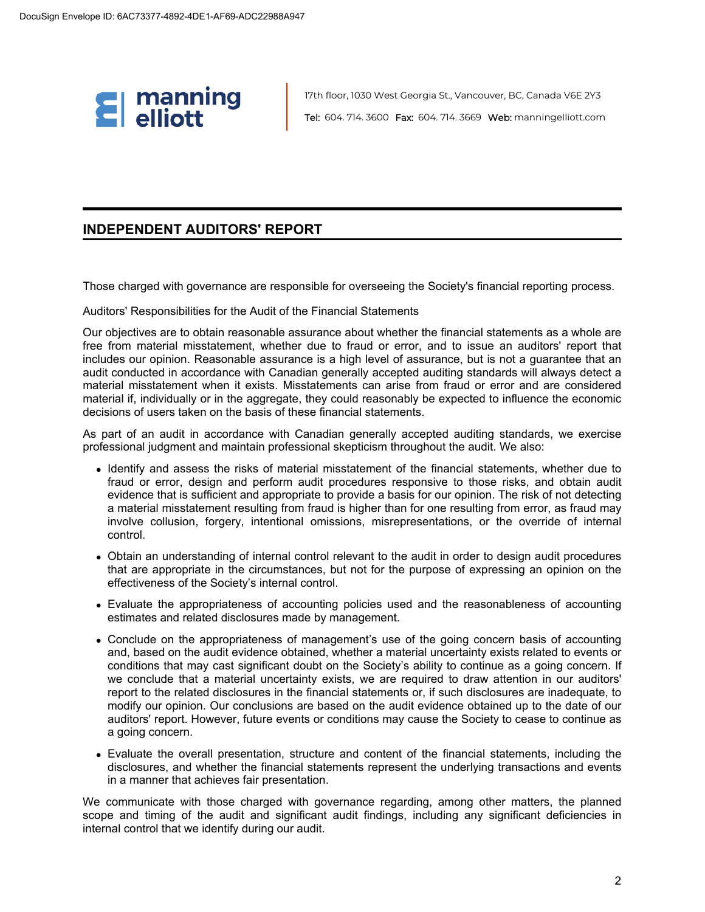## INDEPENDENT AUDITORS' REPORT

Those charged with governance are responsible for overseeing the Society's financial reporting process.

Auditors' Responsibilities for the Audit of the Financial Statements

Our objectives are to obtain reasonable assurance about whether the financial statements as a whole are free from material misstatement, whether due to fraud or error, and to issue an auditors' report that includes our opinion. Reasonable assurance is a high level of assurance, but is not a guarantee that an audit conducted in accordance with Canadian generally accepted auditing standards will always detect a material misstatement when it exists. Misstatements can arise from fraud or error and are considered material if, individually or in the aggregate, they could reasonably be expected to influence the economic decisions of users taken on the basis of these financial statements.

As part of an audit in accordance with Canadian generally accepted auditing standards, we exercise professional judgment and maintain professional skepticism throughout the audit. We also:

- Identify and assess the risks of material misstatement of the financial statements, whether due to fraud or error, design and perform audit procedures responsive to those risks, and obtain audit evidence that is sufficient and appropriate to provide a basis for our opinion. The risk of not detecting a material misstatement resulting from fraud is higher than for one resulting from error, as fraud may involve collusion, forgery, intentional omissions, misrepresentations, or the override of internal control.
- Obtain an understanding of internal control relevant to the audit in order to design audit procedures that are appropriate in the circumstances, but not for the purpose of expressing an opinion on the effectiveness of the Society's internal control.
- Evaluate the appropriateness of accounting policies used and the reasonableness of accounting estimates and related disclosures made by management.
- Conclude on the appropriateness of management's use of the going concern basis of accounting and, based on the audit evidence obtained, whether a material uncertainty exists related to events or conditions that may cast significant doubt on the Society's ability to continue as a going concern. If we conclude that a material uncertainty exists, we are required to draw attention in our auditors' report to the related disclosures in the financial statements or, if such disclosures are inadequate, to modify our opinion. Our conclusions are based on the audit evidence obtained up to the date of our auditors' report. However, future events or conditions may cause the Society to cease to continue as a going concern.
- Evaluate the overall presentation, structure and content of the financial statements, including the disclosures, and whether the financial statements represent the underlying transactions and events in a manner that achieves fair presentation.

We communicate with those charged with governance regarding, among other matters, the planned scope and timing of the audit and significant audit findings, including any significant deficiencies in internal control that we identify during our audit.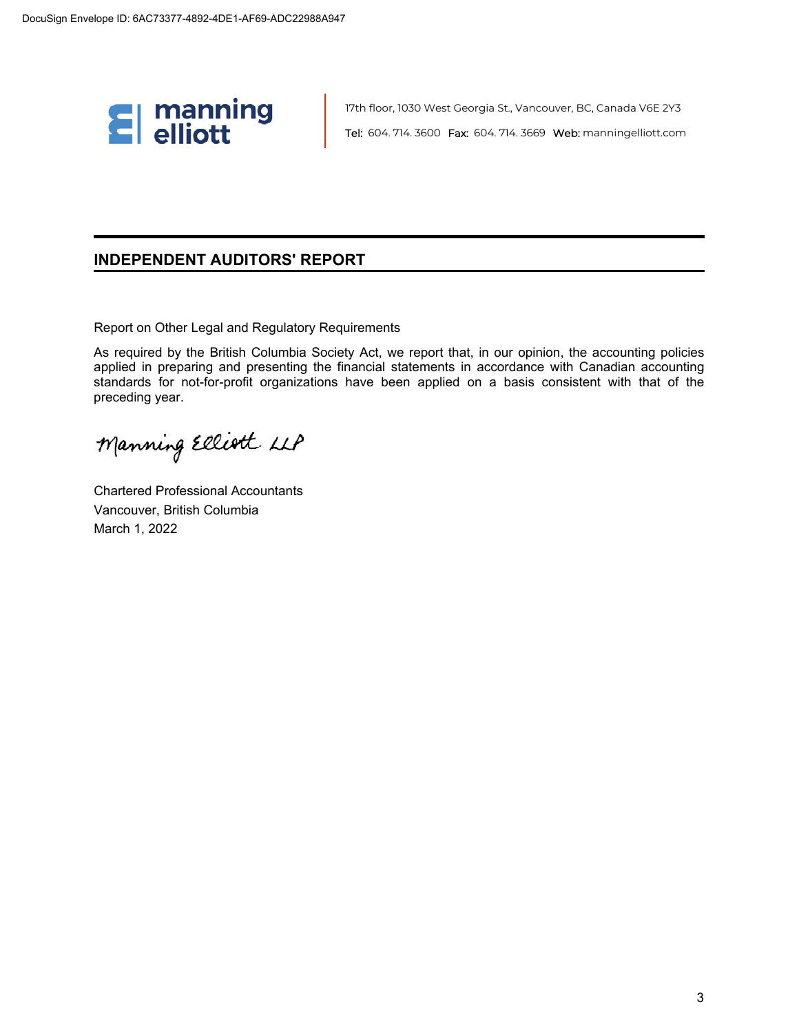DocuSign Envelope ID: 6AC73377-4892-4DE1-AF69-ADC22988A947

**manning elliott**

17th floor, 1030 West Georgia St., Vancouver, BC, Canada V6E 2Y3

Tel: 604. 714. 3600 Fax: 604. 714. 3669 Web: manningelliott.com

## INDEPENDENT AUDITORS' REPORT

Report on Other Legal and Regulatory Requirements

As required by the British Columbia Society Act, we report that, in our opinion, the accounting policies applied in preparing and presenting the financial statements in accordance with Canadian accounting standards for not-for-profit organizations have been applied on a basis consistent with that of the preceding year.

Manning Elliott LLP

Chartered Professional Accountants
Vancouver, British Columbia
March 1, 2022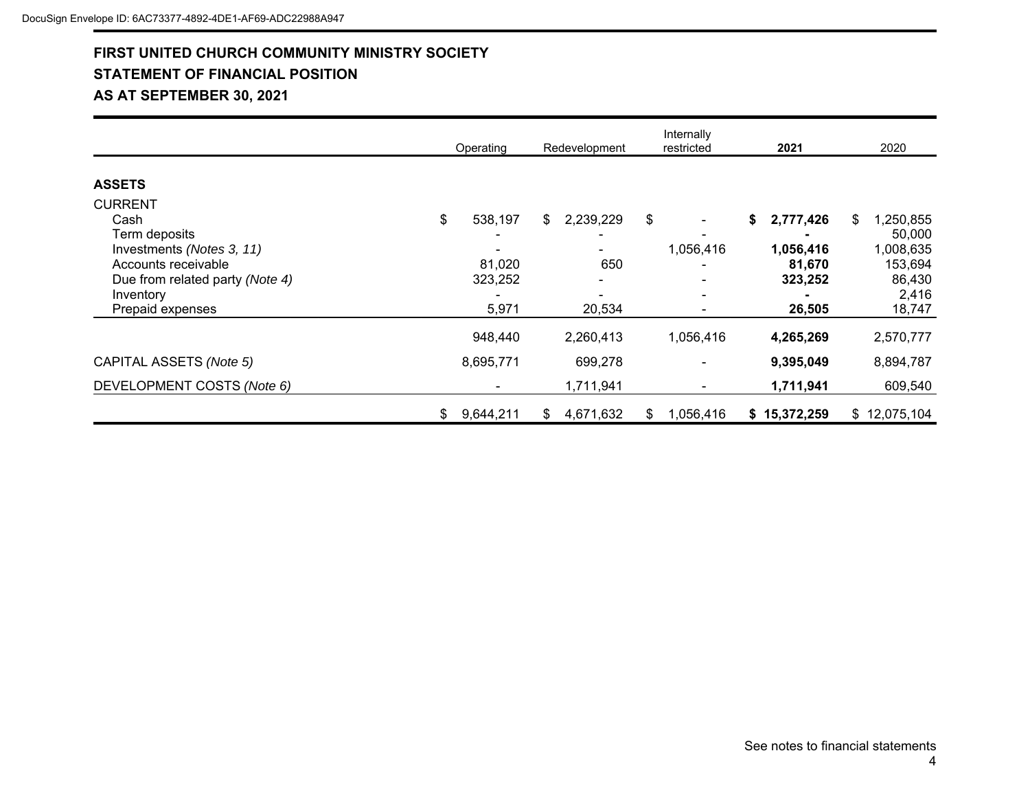# FIRST UNITED CHURCH COMMUNITY MINISTRY SOCIETY

## STATEMENT OF FINANCIAL POSITION

## AS AT SEPTEMBER 30, 2021

| | Operating | Redevelopment | Internally restricted | **2021** | 2020 |
|---|---|---|---|---|---|
| **ASSETS** | | | | | |
| CURRENT | | | | | |
| Cash | $ 538,197 | $ 2,239,229 | $ - | **$ 2,777,426** | $ 1,250,855 |
| Term deposits | - | - | - | **-** | 50,000 |
| Investments *(Notes 3, 11)* | - | - | 1,056,416 | **1,056,416** | 1,008,635 |
| Accounts receivable | 81,020 | 650 | - | **81,670** | 153,694 |
| Due from related party *(Note 4)* | 323,252 | - | - | **323,252** | 86,430 |
| Inventory | - | - | - | **-** | 2,416 |
| Prepaid expenses | 5,971 | 20,534 | - | **26,505** | 18,747 |
| | 948,440 | 2,260,413 | 1,056,416 | **4,265,269** | 2,570,777 |
| CAPITAL ASSETS *(Note 5)* | 8,695,771 | 699,278 | - | **9,395,049** | 8,894,787 |
| DEVELOPMENT COSTS *(Note 6)* | - | 1,711,941 | - | **1,711,941** | 609,540 |
| | $ 9,644,211 | $ 4,671,632 | $ 1,056,416 | **$ 15,372,259** | $ 12,075,104 |

See notes to financial statements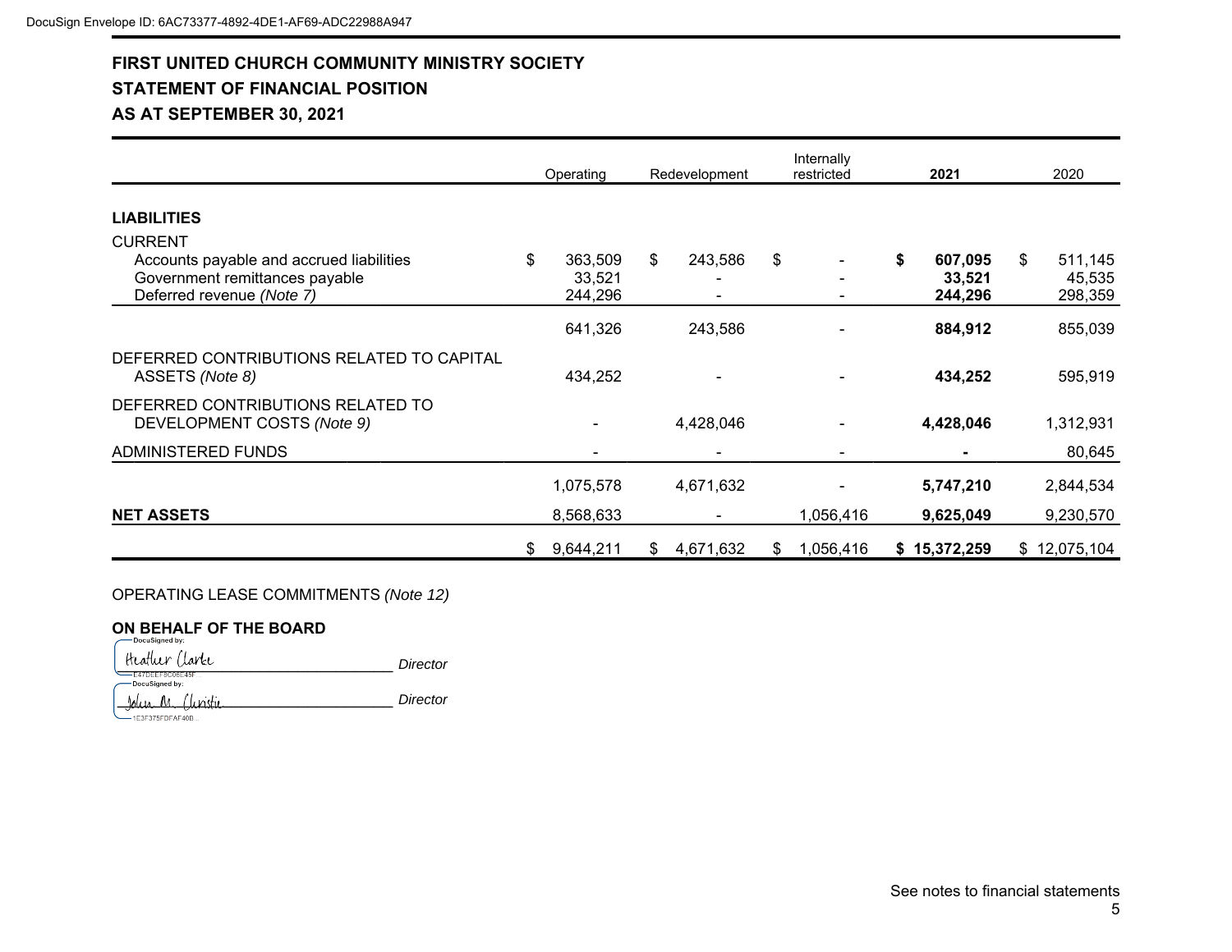DocuSign Envelope ID: 6AC73377-4892-4DE1-AF69-ADC22988A947

# FIRST UNITED CHURCH COMMUNITY MINISTRY SOCIETY

## STATEMENT OF FINANCIAL POSITION

## AS AT SEPTEMBER 30, 2021

| | Operating | Redevelopment | Internally restricted | **2021** | 2020 |
|---|---|---|---|---|---|
| **LIABILITIES** | | | | | |
| CURRENT | | | | | |
| Accounts payable and accrued liabilities | $ 363,509 | $ 243,586 | $ - | **$ 607,095** | $ 511,145 |
| Government remittances payable | 33,521 | - | - | **33,521** | 45,535 |
| Deferred revenue *(Note 7)* | 244,296 | - | - | **244,296** | 298,359 |
| | 641,326 | 243,586 | - | **884,912** | 855,039 |
| DEFERRED CONTRIBUTIONS RELATED TO CAPITAL ASSETS *(Note 8)* | 434,252 | - | - | **434,252** | 595,919 |
| DEFERRED CONTRIBUTIONS RELATED TO DEVELOPMENT COSTS *(Note 9)* | - | 4,428,046 | - | **4,428,046** | 1,312,931 |
| ADMINISTERED FUNDS | - | - | - | **-** | 80,645 |
| | 1,075,578 | 4,671,632 | - | **5,747,210** | 2,844,534 |
| **NET ASSETS** | 8,568,633 | - | 1,056,416 | **9,625,049** | 9,230,570 |
| | $ 9,644,211 | $ 4,671,632 | $ 1,056,416 | **$ 15,372,259** | $ 12,075,104 |

OPERATING LEASE COMMITMENTS *(Note 12)*

**ON BEHALF OF THE BOARD**

DocuSigned by: Heather Clarke (E47DEEF8C06E45F) _Director_

DocuSigned by: John M. Christie (1E3F375FDFAF40B...) _Director_

See notes to financial statements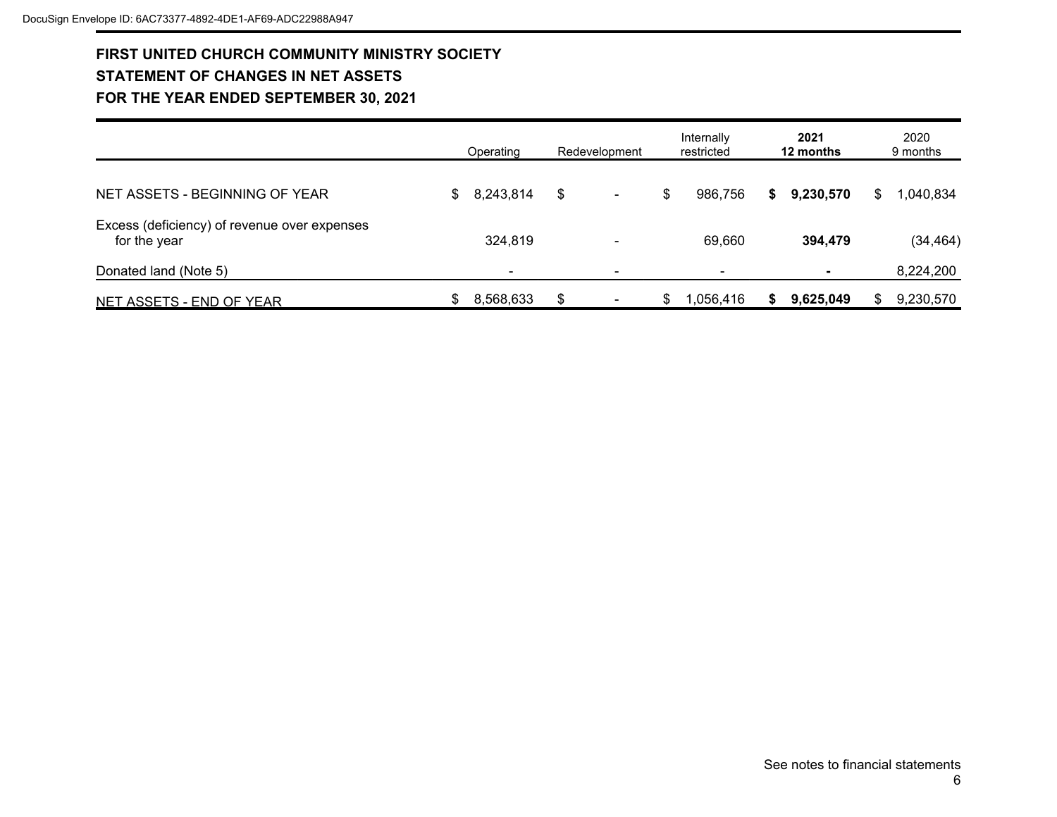# FIRST UNITED CHURCH COMMUNITY MINISTRY SOCIETY
## STATEMENT OF CHANGES IN NET ASSETS
## FOR THE YEAR ENDED SEPTEMBER 30, 2021

| | Operating | Redevelopment | Internally restricted | **2021 12 months** | 2020 9 months |
|---|---|---|---|---|---|
| NET ASSETS - BEGINNING OF YEAR | $ 8,243,814 | $ - | $ 986,756 | **$ 9,230,570** | $ 1,040,834 |
| Excess (deficiency) of revenue over expenses for the year | 324,819 | - | 69,660 | **394,479** | (34,464) |
| Donated land (Note 5) | - | - | - | **-** | 8,224,200 |
| NET ASSETS - END OF YEAR | $ 8,568,633 | $ - | $ 1,056,416 | **$ 9,625,049** | $ 9,230,570 |

See notes to financial statements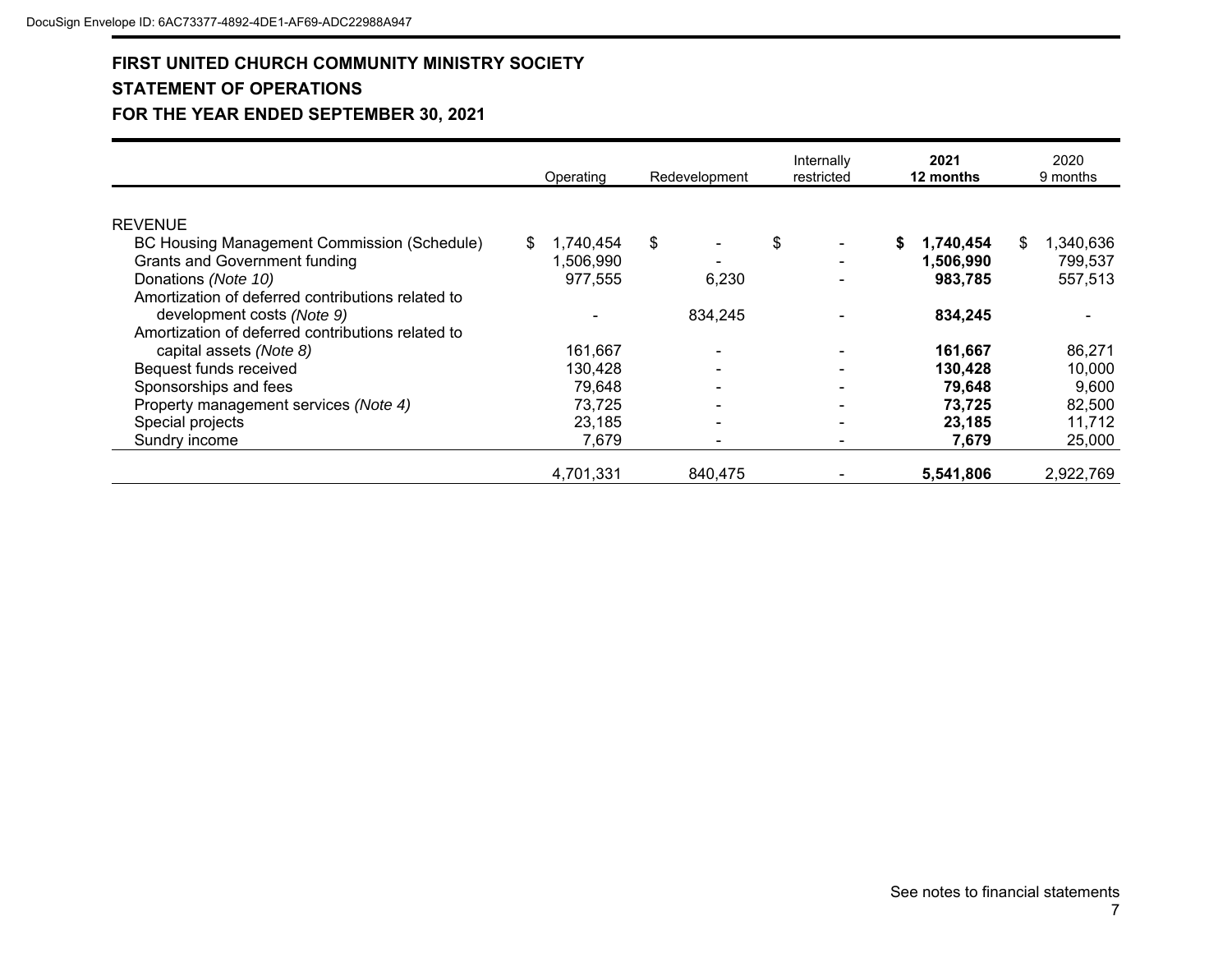# FIRST UNITED CHURCH COMMUNITY MINISTRY SOCIETY

## STATEMENT OF OPERATIONS

## FOR THE YEAR ENDED SEPTEMBER 30, 2021

| | Operating | Redevelopment | Internally restricted | **2021 12 months** | 2020 9 months |
|---|---|---|---|---|---|
| REVENUE | | | | | |
| BC Housing Management Commission (Schedule) | $ 1,740,454 | $ - | $ - | **$ 1,740,454** | $ 1,340,636 |
| Grants and Government funding | 1,506,990 | - | - | **1,506,990** | 799,537 |
| Donations *(Note 10)* | 977,555 | 6,230 | - | **983,785** | 557,513 |
| Amortization of deferred contributions related to development costs *(Note 9)* | - | 834,245 | - | **834,245** | - |
| Amortization of deferred contributions related to capital assets *(Note 8)* | 161,667 | - | - | **161,667** | 86,271 |
| Bequest funds received | 130,428 | - | - | **130,428** | 10,000 |
| Sponsorships and fees | 79,648 | - | - | **79,648** | 9,600 |
| Property management services *(Note 4)* | 73,725 | - | - | **73,725** | 82,500 |
| Special projects | 23,185 | - | - | **23,185** | 11,712 |
| Sundry income | 7,679 | - | - | **7,679** | 25,000 |
| | 4,701,331 | 840,475 | - | **5,541,806** | 2,922,769 |

See notes to financial statements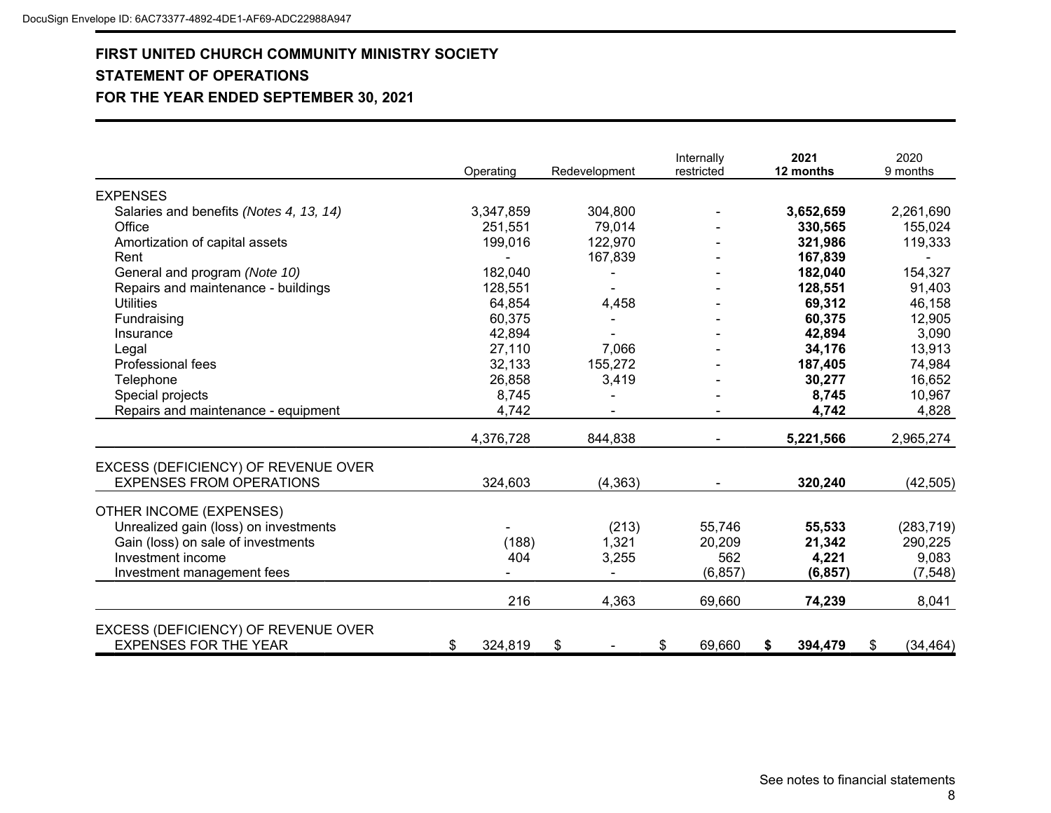# FIRST UNITED CHURCH COMMUNITY MINISTRY SOCIETY

## STATEMENT OF OPERATIONS

## FOR THE YEAR ENDED SEPTEMBER 30, 2021

| | Operating | Redevelopment | Internally restricted | **2021 12 months** | 2020 9 months |
|---|---|---|---|---|---|
| EXPENSES | | | | | |
| Salaries and benefits *(Notes 4, 13, 14)* | 3,347,859 | 304,800 | - | **3,652,659** | 2,261,690 |
| Office | 251,551 | 79,014 | - | **330,565** | 155,024 |
| Amortization of capital assets | 199,016 | 122,970 | - | **321,986** | 119,333 |
| Rent | - | 167,839 | - | **167,839** | - |
| General and program *(Note 10)* | 182,040 | - | - | **182,040** | 154,327 |
| Repairs and maintenance - buildings | 128,551 | - | - | **128,551** | 91,403 |
| Utilities | 64,854 | 4,458 | - | **69,312** | 46,158 |
| Fundraising | 60,375 | - | - | **60,375** | 12,905 |
| Insurance | 42,894 | - | - | **42,894** | 3,090 |
| Legal | 27,110 | 7,066 | - | **34,176** | 13,913 |
| Professional fees | 32,133 | 155,272 | - | **187,405** | 74,984 |
| Telephone | 26,858 | 3,419 | - | **30,277** | 16,652 |
| Special projects | 8,745 | - | - | **8,745** | 10,967 |
| Repairs and maintenance - equipment | 4,742 | - | - | **4,742** | 4,828 |
| | 4,376,728 | 844,838 | - | **5,221,566** | 2,965,274 |
| EXCESS (DEFICIENCY) OF REVENUE OVER EXPENSES FROM OPERATIONS | 324,603 | (4,363) | - | **320,240** | (42,505) |
| OTHER INCOME (EXPENSES) | | | | | |
| Unrealized gain (loss) on investments | - | (213) | 55,746 | **55,533** | (283,719) |
| Gain (loss) on sale of investments | (188) | 1,321 | 20,209 | **21,342** | 290,225 |
| Investment income | 404 | 3,255 | 562 | **4,221** | 9,083 |
| Investment management fees | - | - | (6,857) | **(6,857)** | (7,548) |
| | 216 | 4,363 | 69,660 | **74,239** | 8,041 |
| EXCESS (DEFICIENCY) OF REVENUE OVER EXPENSES FOR THE YEAR | $ 324,819 | $ - | $ 69,660 | **$ 394,479** | $ (34,464) |

See notes to financial statements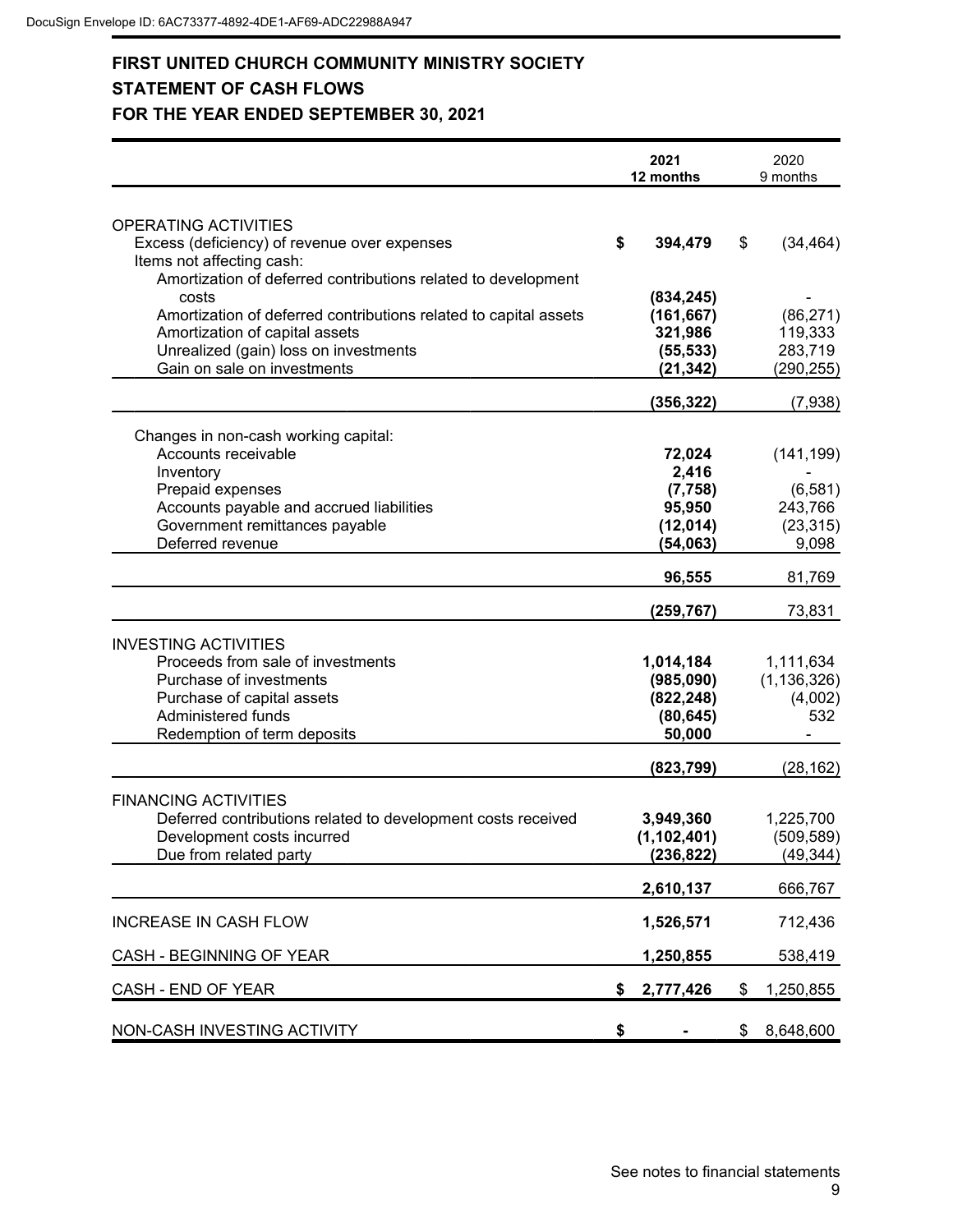DocuSign Envelope ID: 6AC73377-4892-4DE1-AF69-ADC22988A947

# FIRST UNITED CHURCH COMMUNITY MINISTRY SOCIETY
## STATEMENT OF CASH FLOWS
## FOR THE YEAR ENDED SEPTEMBER 30, 2021

| | **2021 12 months** | 2020 9 months |
|---|---|---|
| OPERATING ACTIVITIES | | |
| Excess (deficiency) of revenue over expenses | **$ 394,479** | $ (34,464) |
| Items not affecting cash: | | |
| Amortization of deferred contributions related to development costs | **(834,245)** | - |
| Amortization of deferred contributions related to capital assets | **(161,667)** | (86,271) |
| Amortization of capital assets | **321,986** | 119,333 |
| Unrealized (gain) loss on investments | **(55,533)** | 283,719 |
| Gain on sale on investments | **(21,342)** | (290,255) |
| | **(356,322)** | (7,938) |
| Changes in non-cash working capital: | | |
| Accounts receivable | **72,024** | (141,199) |
| Inventory | **2,416** | - |
| Prepaid expenses | **(7,758)** | (6,581) |
| Accounts payable and accrued liabilities | **95,950** | 243,766 |
| Government remittances payable | **(12,014)** | (23,315) |
| Deferred revenue | **(54,063)** | 9,098 |
| | **96,555** | 81,769 |
| | **(259,767)** | 73,831 |
| INVESTING ACTIVITIES | | |
| Proceeds from sale of investments | **1,014,184** | 1,111,634 |
| Purchase of investments | **(985,090)** | (1,136,326) |
| Purchase of capital assets | **(822,248)** | (4,002) |
| Administered funds | **(80,645)** | 532 |
| Redemption of term deposits | **50,000** | - |
| | **(823,799)** | (28,162) |
| FINANCING ACTIVITIES | | |
| Deferred contributions related to development costs received | **3,949,360** | 1,225,700 |
| Development costs incurred | **(1,102,401)** | (509,589) |
| Due from related party | **(236,822)** | (49,344) |
| | **2,610,137** | 666,767 |
| INCREASE IN CASH FLOW | **1,526,571** | 712,436 |
| CASH - BEGINNING OF YEAR | **1,250,855** | 538,419 |
| CASH - END OF YEAR | **$ 2,777,426** | $ 1,250,855 |
| NON-CASH INVESTING ACTIVITY | **$ -** | $ 8,648,600 |

See notes to financial statements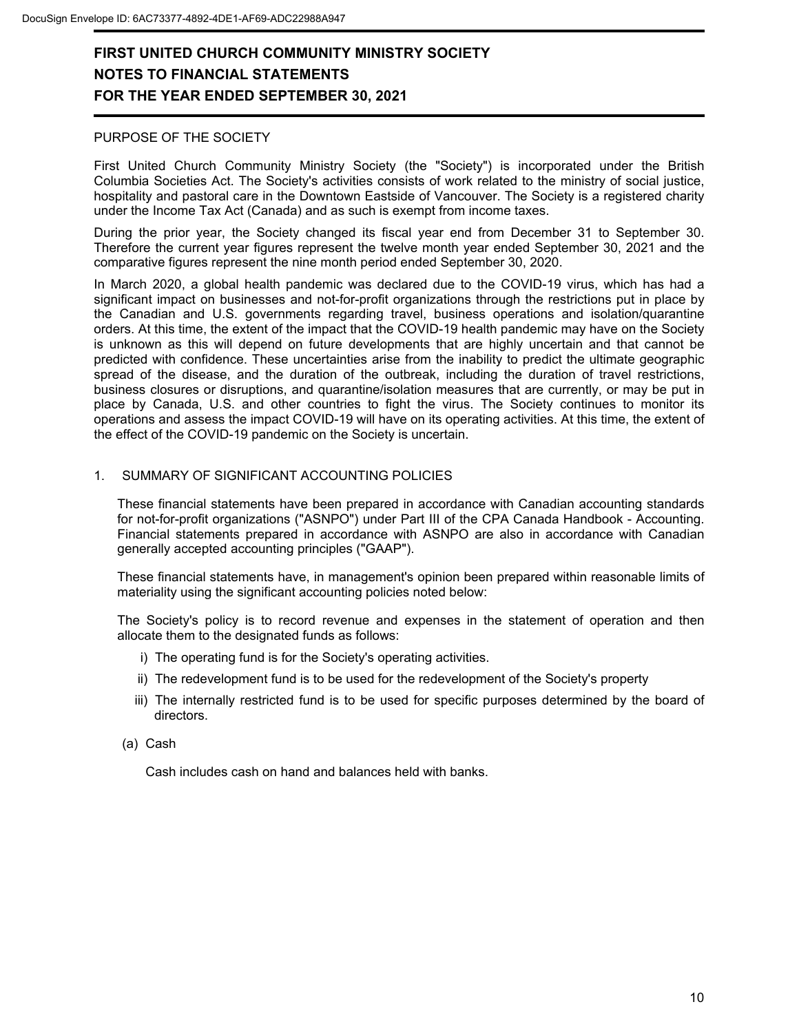# FIRST UNITED CHURCH COMMUNITY MINISTRY SOCIETY
# NOTES TO FINANCIAL STATEMENTS
# FOR THE YEAR ENDED SEPTEMBER 30, 2021

PURPOSE OF THE SOCIETY

First United Church Community Ministry Society (the "Society") is incorporated under the British Columbia Societies Act. The Society's activities consists of work related to the ministry of social justice, hospitality and pastoral care in the Downtown Eastside of Vancouver. The Society is a registered charity under the Income Tax Act (Canada) and as such is exempt from income taxes.

During the prior year, the Society changed its fiscal year end from December 31 to September 30. Therefore the current year figures represent the twelve month year ended September 30, 2021 and the comparative figures represent the nine month period ended September 30, 2020.

In March 2020, a global health pandemic was declared due to the COVID-19 virus, which has had a significant impact on businesses and not-for-profit organizations through the restrictions put in place by the Canadian and U.S. governments regarding travel, business operations and isolation/quarantine orders. At this time, the extent of the impact that the COVID-19 health pandemic may have on the Society is unknown as this will depend on future developments that are highly uncertain and that cannot be predicted with confidence. These uncertainties arise from the inability to predict the ultimate geographic spread of the disease, and the duration of the outbreak, including the duration of travel restrictions, business closures or disruptions, and quarantine/isolation measures that are currently, or may be put in place by Canada, U.S. and other countries to fight the virus. The Society continues to monitor its operations and assess the impact COVID-19 will have on its operating activities. At this time, the extent of the effect of the COVID-19 pandemic on the Society is uncertain.

1. SUMMARY OF SIGNIFICANT ACCOUNTING POLICIES

These financial statements have been prepared in accordance with Canadian accounting standards for not-for-profit organizations ("ASNPO") under Part III of the CPA Canada Handbook - Accounting. Financial statements prepared in accordance with ASNPO are also in accordance with Canadian generally accepted accounting principles ("GAAP").

These financial statements have, in management's opinion been prepared within reasonable limits of materiality using the significant accounting policies noted below:

The Society's policy is to record revenue and expenses in the statement of operation and then allocate them to the designated funds as follows:

i) The operating fund is for the Society's operating activities.

ii) The redevelopment fund is to be used for the redevelopment of the Society's property

iii) The internally restricted fund is to be used for specific purposes determined by the board of directors.

(a) Cash

Cash includes cash on hand and balances held with banks.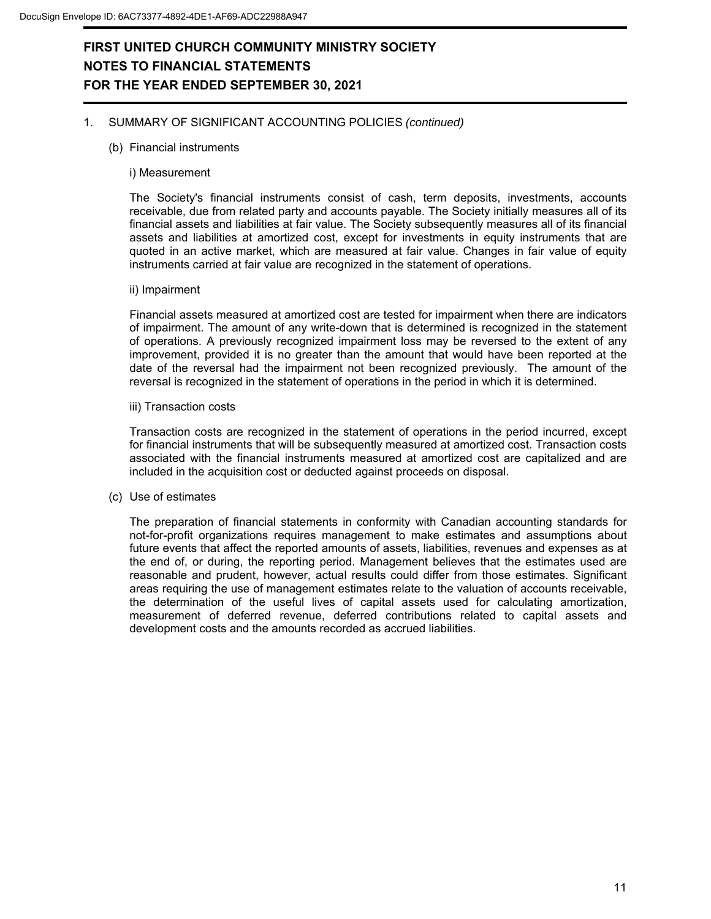# FIRST UNITED CHURCH COMMUNITY MINISTRY SOCIETY
## NOTES TO FINANCIAL STATEMENTS
## FOR THE YEAR ENDED SEPTEMBER 30, 2021

1. SUMMARY OF SIGNIFICANT ACCOUNTING POLICIES *(continued)*

   (b) Financial instruments

   i) Measurement

   The Society's financial instruments consist of cash, term deposits, investments, accounts receivable, due from related party and accounts payable. The Society initially measures all of its financial assets and liabilities at fair value. The Society subsequently measures all of its financial assets and liabilities at amortized cost, except for investments in equity instruments that are quoted in an active market, which are measured at fair value. Changes in fair value of equity instruments carried at fair value are recognized in the statement of operations.

   ii) Impairment

   Financial assets measured at amortized cost are tested for impairment when there are indicators of impairment. The amount of any write-down that is determined is recognized in the statement of operations. A previously recognized impairment loss may be reversed to the extent of any improvement, provided it is no greater than the amount that would have been reported at the date of the reversal had the impairment not been recognized previously. The amount of the reversal is recognized in the statement of operations in the period in which it is determined.

   iii) Transaction costs

   Transaction costs are recognized in the statement of operations in the period incurred, except for financial instruments that will be subsequently measured at amortized cost. Transaction costs associated with the financial instruments measured at amortized cost are capitalized and are included in the acquisition cost or deducted against proceeds on disposal.

   (c) Use of estimates

   The preparation of financial statements in conformity with Canadian accounting standards for not-for-profit organizations requires management to make estimates and assumptions about future events that affect the reported amounts of assets, liabilities, revenues and expenses as at the end of, or during, the reporting period. Management believes that the estimates used are reasonable and prudent, however, actual results could differ from those estimates. Significant areas requiring the use of management estimates relate to the valuation of accounts receivable, the determination of the useful lives of capital assets used for calculating amortization, measurement of deferred revenue, deferred contributions related to capital assets and development costs and the amounts recorded as accrued liabilities.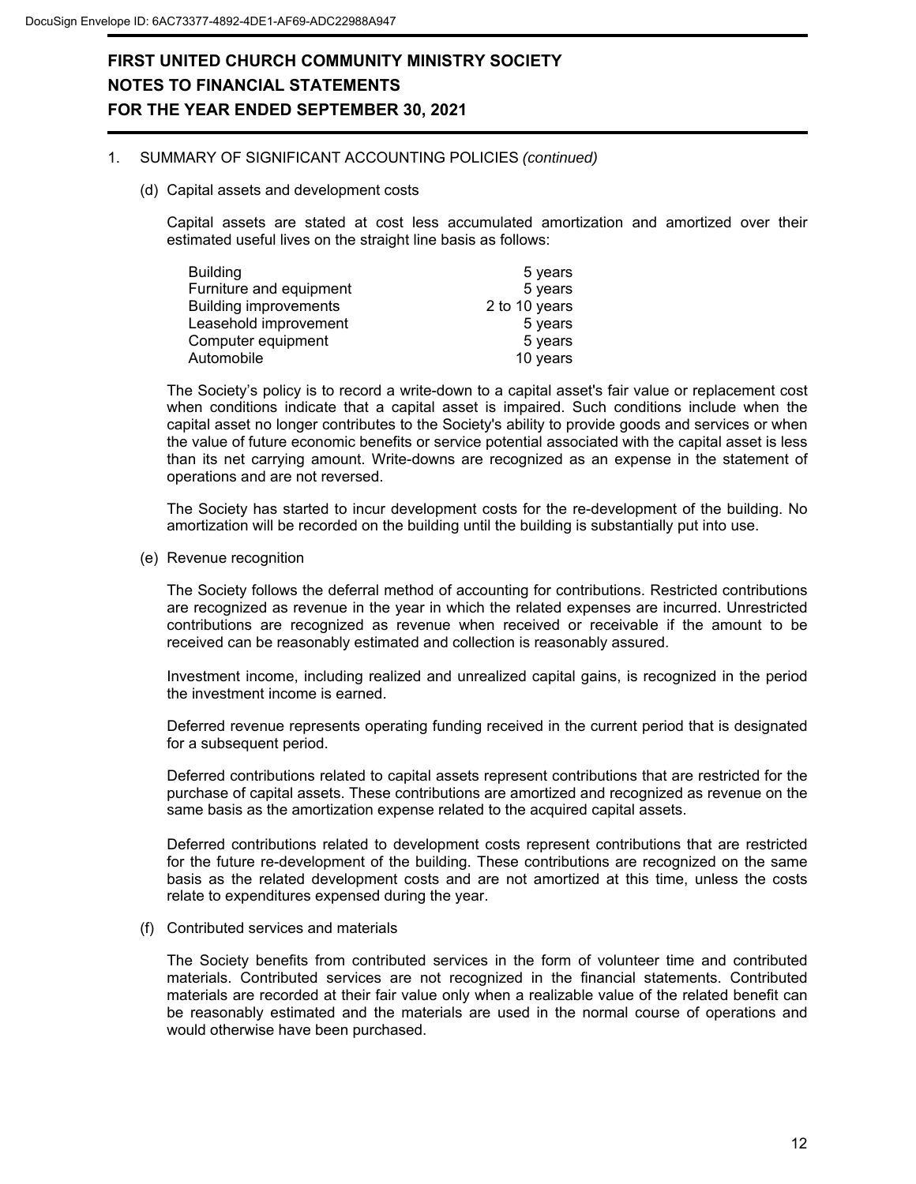# FIRST UNITED CHURCH COMMUNITY MINISTRY SOCIETY
# NOTES TO FINANCIAL STATEMENTS
# FOR THE YEAR ENDED SEPTEMBER 30, 2021

1. SUMMARY OF SIGNIFICANT ACCOUNTING POLICIES *(continued)*

(d) Capital assets and development costs

Capital assets are stated at cost less accumulated amortization and amortized over their estimated useful lives on the straight line basis as follows:

| | |
|---|---|
| Building | 5 years |
| Furniture and equipment | 5 years |
| Building improvements | 2 to 10 years |
| Leasehold improvement | 5 years |
| Computer equipment | 5 years |
| Automobile | 10 years |

The Society's policy is to record a write-down to a capital asset's fair value or replacement cost when conditions indicate that a capital asset is impaired. Such conditions include when the capital asset no longer contributes to the Society's ability to provide goods and services or when the value of future economic benefits or service potential associated with the capital asset is less than its net carrying amount. Write-downs are recognized as an expense in the statement of operations and are not reversed.

The Society has started to incur development costs for the re-development of the building. No amortization will be recorded on the building until the building is substantially put into use.

(e) Revenue recognition

The Society follows the deferral method of accounting for contributions. Restricted contributions are recognized as revenue in the year in which the related expenses are incurred. Unrestricted contributions are recognized as revenue when received or receivable if the amount to be received can be reasonably estimated and collection is reasonably assured.

Investment income, including realized and unrealized capital gains, is recognized in the period the investment income is earned.

Deferred revenue represents operating funding received in the current period that is designated for a subsequent period.

Deferred contributions related to capital assets represent contributions that are restricted for the purchase of capital assets. These contributions are amortized and recognized as revenue on the same basis as the amortization expense related to the acquired capital assets.

Deferred contributions related to development costs represent contributions that are restricted for the future re-development of the building. These contributions are recognized on the same basis as the related development costs and are not amortized at this time, unless the costs relate to expenditures expensed during the year.

(f) Contributed services and materials

The Society benefits from contributed services in the form of volunteer time and contributed materials. Contributed services are not recognized in the financial statements. Contributed materials are recorded at their fair value only when a realizable value of the related benefit can be reasonably estimated and the materials are used in the normal course of operations and would otherwise have been purchased.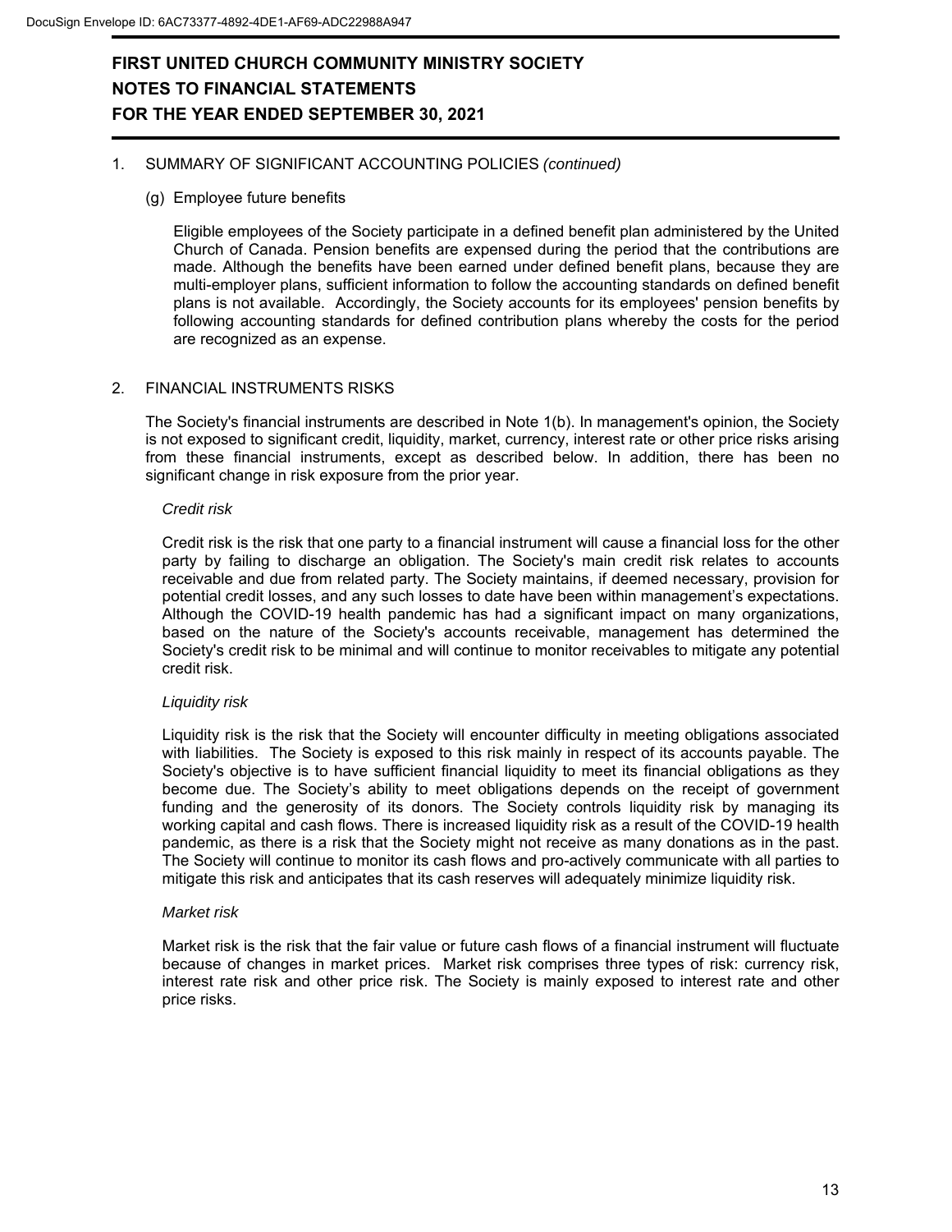# FIRST UNITED CHURCH COMMUNITY MINISTRY SOCIETY
# NOTES TO FINANCIAL STATEMENTS
# FOR THE YEAR ENDED SEPTEMBER 30, 2021

1. SUMMARY OF SIGNIFICANT ACCOUNTING POLICIES *(continued)*

   (g) Employee future benefits

   Eligible employees of the Society participate in a defined benefit plan administered by the United Church of Canada. Pension benefits are expensed during the period that the contributions are made. Although the benefits have been earned under defined benefit plans, because they are multi-employer plans, sufficient information to follow the accounting standards on defined benefit plans is not available. Accordingly, the Society accounts for its employees' pension benefits by following accounting standards for defined contribution plans whereby the costs for the period are recognized as an expense.

2. FINANCIAL INSTRUMENTS RISKS

   The Society's financial instruments are described in Note 1(b). In management's opinion, the Society is not exposed to significant credit, liquidity, market, currency, interest rate or other price risks arising from these financial instruments, except as described below. In addition, there has been no significant change in risk exposure from the prior year.

   *Credit risk*

   Credit risk is the risk that one party to a financial instrument will cause a financial loss for the other party by failing to discharge an obligation. The Society's main credit risk relates to accounts receivable and due from related party. The Society maintains, if deemed necessary, provision for potential credit losses, and any such losses to date have been within management's expectations. Although the COVID-19 health pandemic has had a significant impact on many organizations, based on the nature of the Society's accounts receivable, management has determined the Society's credit risk to be minimal and will continue to monitor receivables to mitigate any potential credit risk.

   *Liquidity risk*

   Liquidity risk is the risk that the Society will encounter difficulty in meeting obligations associated with liabilities. The Society is exposed to this risk mainly in respect of its accounts payable. The Society's objective is to have sufficient financial liquidity to meet its financial obligations as they become due. The Society's ability to meet obligations depends on the receipt of government funding and the generosity of its donors. The Society controls liquidity risk by managing its working capital and cash flows. There is increased liquidity risk as a result of the COVID-19 health pandemic, as there is a risk that the Society might not receive as many donations as in the past. The Society will continue to monitor its cash flows and pro-actively communicate with all parties to mitigate this risk and anticipates that its cash reserves will adequately minimize liquidity risk.

   *Market risk*

   Market risk is the risk that the fair value or future cash flows of a financial instrument will fluctuate because of changes in market prices. Market risk comprises three types of risk: currency risk, interest rate risk and other price risk. The Society is mainly exposed to interest rate and other price risks.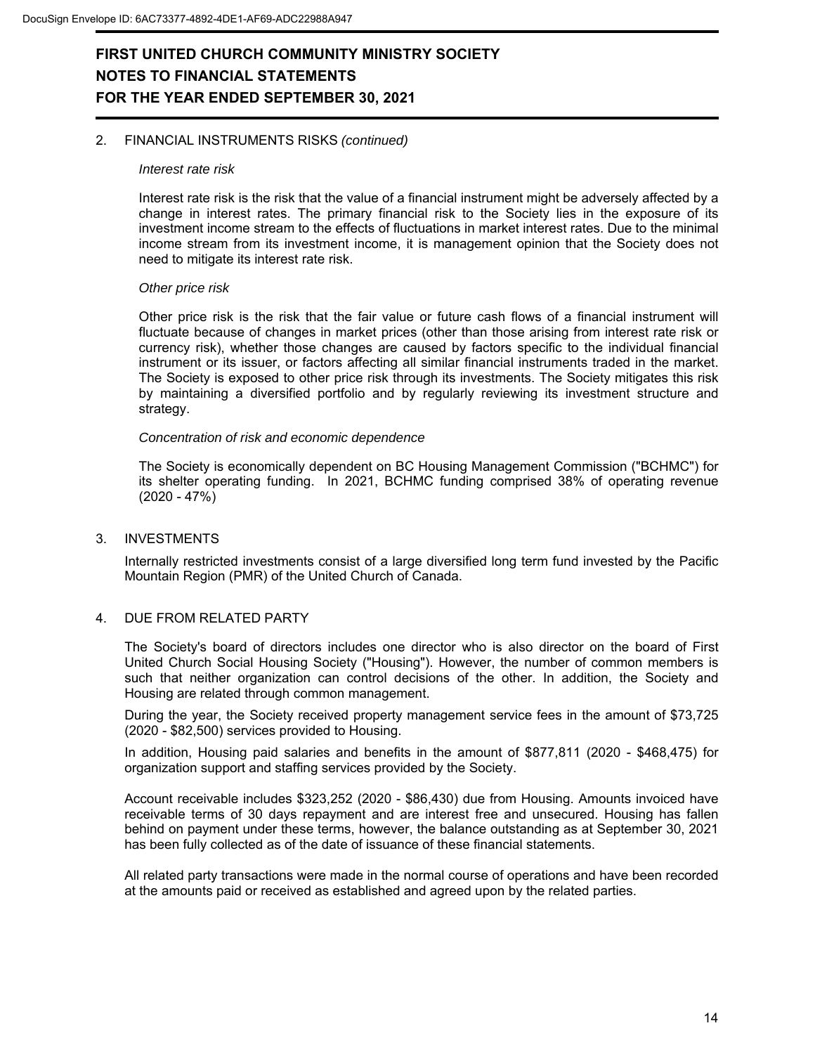# FIRST UNITED CHURCH COMMUNITY MINISTRY SOCIETY
## NOTES TO FINANCIAL STATEMENTS
## FOR THE YEAR ENDED SEPTEMBER 30, 2021

2. FINANCIAL INSTRUMENTS RISKS *(continued)*

*Interest rate risk*

Interest rate risk is the risk that the value of a financial instrument might be adversely affected by a change in interest rates. The primary financial risk to the Society lies in the exposure of its investment income stream to the effects of fluctuations in market interest rates. Due to the minimal income stream from its investment income, it is management opinion that the Society does not need to mitigate its interest rate risk.

*Other price risk*

Other price risk is the risk that the fair value or future cash flows of a financial instrument will fluctuate because of changes in market prices (other than those arising from interest rate risk or currency risk), whether those changes are caused by factors specific to the individual financial instrument or its issuer, or factors affecting all similar financial instruments traded in the market. The Society is exposed to other price risk through its investments. The Society mitigates this risk by maintaining a diversified portfolio and by regularly reviewing its investment structure and strategy.

*Concentration of risk and economic dependence*

The Society is economically dependent on BC Housing Management Commission ("BCHMC") for its shelter operating funding. In 2021, BCHMC funding comprised 38% of operating revenue (2020 - 47%)

3. INVESTMENTS

Internally restricted investments consist of a large diversified long term fund invested by the Pacific Mountain Region (PMR) of the United Church of Canada.

4. DUE FROM RELATED PARTY

The Society's board of directors includes one director who is also director on the board of First United Church Social Housing Society ("Housing"). However, the number of common members is such that neither organization can control decisions of the other. In addition, the Society and Housing are related through common management.

During the year, the Society received property management service fees in the amount of $73,725 (2020 - $82,500) services provided to Housing.

In addition, Housing paid salaries and benefits in the amount of $877,811 (2020 - $468,475) for organization support and staffing services provided by the Society.

Account receivable includes $323,252 (2020 - $86,430) due from Housing. Amounts invoiced have receivable terms of 30 days repayment and are interest free and unsecured. Housing has fallen behind on payment under these terms, however, the balance outstanding as at September 30, 2021 has been fully collected as of the date of issuance of these financial statements.

All related party transactions were made in the normal course of operations and have been recorded at the amounts paid or received as established and agreed upon by the related parties.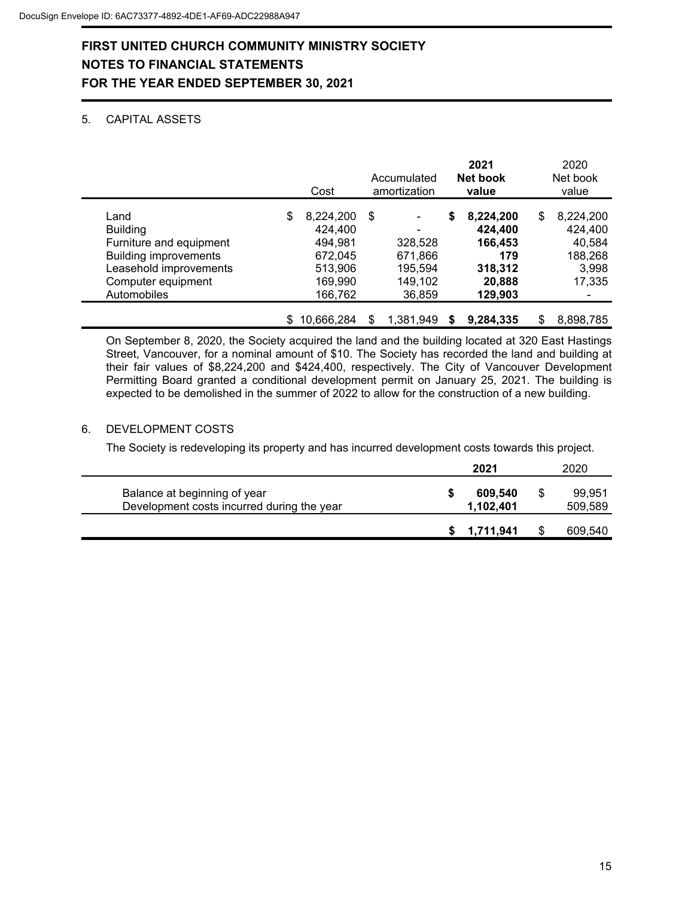# FIRST UNITED CHURCH COMMUNITY MINISTRY SOCIETY
# NOTES TO FINANCIAL STATEMENTS
# FOR THE YEAR ENDED SEPTEMBER 30, 2021

## 5. CAPITAL ASSETS

| | Cost | Accumulated amortization | **2021 Net book value** | 2020 Net book value |
|---|---|---|---|---|
| Land | $ 8,224,200 | $ - | **$ 8,224,200** | $ 8,224,200 |
| Building | 424,400 | - | **424,400** | 424,400 |
| Furniture and equipment | 494,981 | 328,528 | **166,453** | 40,584 |
| Building improvements | 672,045 | 671,866 | **179** | 188,268 |
| Leasehold improvements | 513,906 | 195,594 | **318,312** | 3,998 |
| Computer equipment | 169,990 | 149,102 | **20,888** | 17,335 |
| Automobiles | 166,762 | 36,859 | **129,903** | - |
| | $ 10,666,284 | $ 1,381,949 | **$ 9,284,335** | $ 8,898,785 |

On September 8, 2020, the Society acquired the land and the building located at 320 East Hastings Street, Vancouver, for a nominal amount of $10. The Society has recorded the land and building at their fair values of $8,224,200 and $424,400, respectively. The City of Vancouver Development Permitting Board granted a conditional development permit on January 25, 2021. The building is expected to be demolished in the summer of 2022 to allow for the construction of a new building.

## 6. DEVELOPMENT COSTS

The Society is redeveloping its property and has incurred development costs towards this project.

| | **2021** | 2020 |
|---|---|---|
| Balance at beginning of year | **$ 609,540** | $ 99,951 |
| Development costs incurred during the year | **1,102,401** | 509,589 |
| | **$ 1,711,941** | $ 609,540 |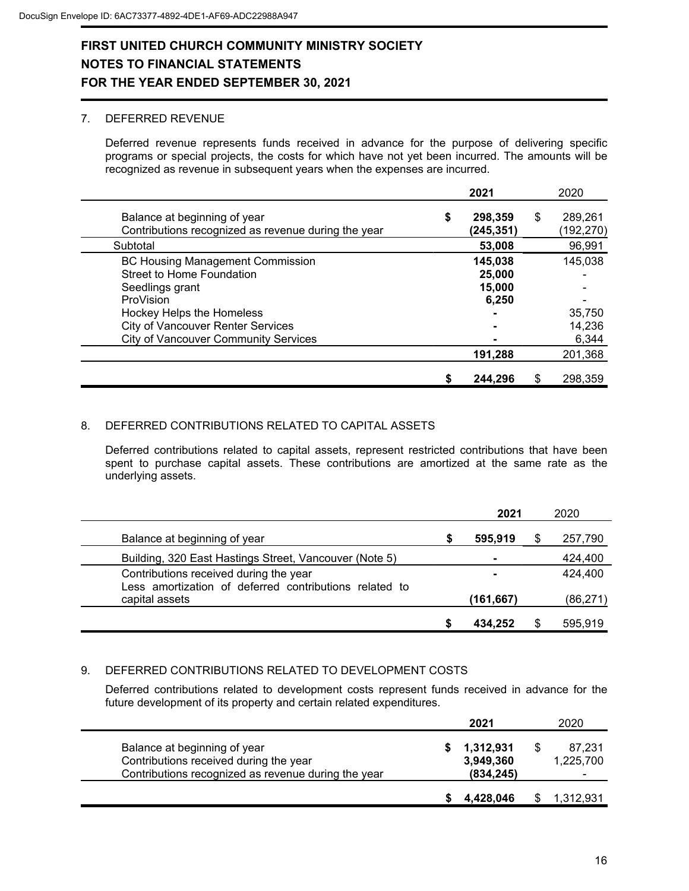# FIRST UNITED CHURCH COMMUNITY MINISTRY SOCIETY
# NOTES TO FINANCIAL STATEMENTS
# FOR THE YEAR ENDED SEPTEMBER 30, 2021

## 7. DEFERRED REVENUE

Deferred revenue represents funds received in advance for the purpose of delivering specific programs or special projects, the costs for which have not yet been incurred. The amounts will be recognized as revenue in subsequent years when the expenses are incurred.

| | **2021** | 2020 |
|---|---|---|
| Balance at beginning of year | **$ 298,359** | $ 289,261 |
| Contributions recognized as revenue during the year | **(245,351)** | (192,270) |
| Subtotal | **53,008** | 96,991 |
| BC Housing Management Commission | **145,038** | 145,038 |
| Street to Home Foundation | **25,000** | - |
| Seedlings grant | **15,000** | - |
| ProVision | **6,250** | - |
| Hockey Helps the Homeless | **-** | 35,750 |
| City of Vancouver Renter Services | **-** | 14,236 |
| City of Vancouver Community Services | **-** | 6,344 |
| | **191,288** | 201,368 |
| | **$ 244,296** | $ 298,359 |

## 8. DEFERRED CONTRIBUTIONS RELATED TO CAPITAL ASSETS

Deferred contributions related to capital assets, represent restricted contributions that have been spent to purchase capital assets. These contributions are amortized at the same rate as the underlying assets.

| | **2021** | 2020 |
|---|---|---|
| Balance at beginning of year | **$ 595,919** | $ 257,790 |
| Building, 320 East Hastings Street, Vancouver (Note 5) | **-** | 424,400 |
| Contributions received during the year | **-** | 424,400 |
| Less amortization of deferred contributions related to capital assets | **(161,667)** | (86,271) |
| | **$ 434,252** | $ 595,919 |

## 9. DEFERRED CONTRIBUTIONS RELATED TO DEVELOPMENT COSTS

Deferred contributions related to development costs represent funds received in advance for the future development of its property and certain related expenditures.

| | **2021** | 2020 |
|---|---|---|
| Balance at beginning of year | **$ 1,312,931** | $ 87,231 |
| Contributions received during the year | **3,949,360** | 1,225,700 |
| Contributions recognized as revenue during the year | **(834,245)** | - |
| | **$ 4,428,046** | $ 1,312,931 |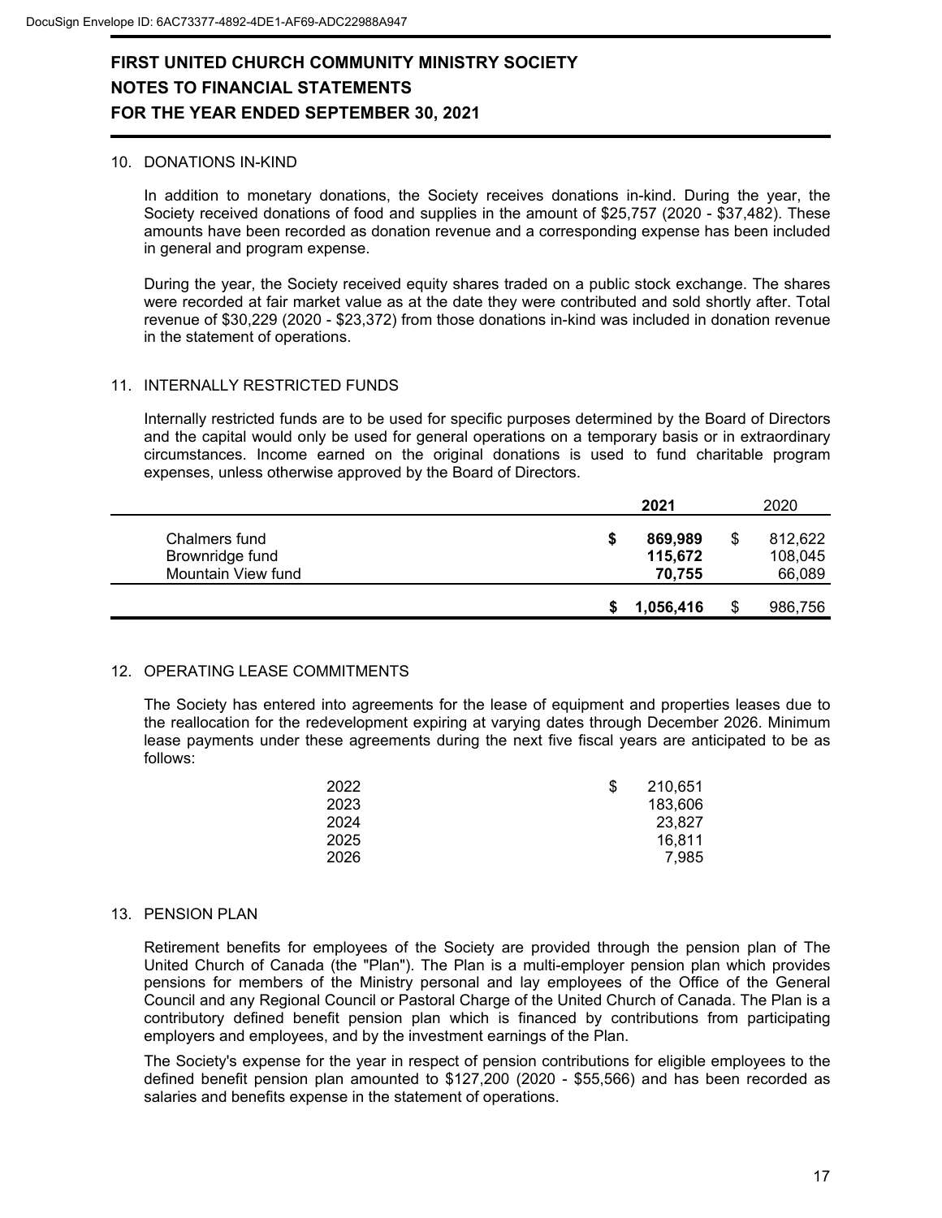# FIRST UNITED CHURCH COMMUNITY MINISTRY SOCIETY

# NOTES TO FINANCIAL STATEMENTS

# FOR THE YEAR ENDED SEPTEMBER 30, 2021

## 10. DONATIONS IN-KIND

In addition to monetary donations, the Society receives donations in-kind. During the year, the Society received donations of food and supplies in the amount of $25,757 (2020 - $37,482). These amounts have been recorded as donation revenue and a corresponding expense has been included in general and program expense.

During the year, the Society received equity shares traded on a public stock exchange. The shares were recorded at fair market value as at the date they were contributed and sold shortly after. Total revenue of $30,229 (2020 - $23,372) from those donations in-kind was included in donation revenue in the statement of operations.

## 11. INTERNALLY RESTRICTED FUNDS

Internally restricted funds are to be used for specific purposes determined by the Board of Directors and the capital would only be used for general operations on a temporary basis or in extraordinary circumstances. Income earned on the original donations is used to fund charitable program expenses, unless otherwise approved by the Board of Directors.

| | **2021** | 2020 |
|---|---|---|
| Chalmers fund | **$ 869,989** | $ 812,622 |
| Brownridge fund | **115,672** | 108,045 |
| Mountain View fund | **70,755** | 66,089 |
| | **$ 1,056,416** | $ 986,756 |

## 12. OPERATING LEASE COMMITMENTS

The Society has entered into agreements for the lease of equipment and properties leases due to the reallocation for the redevelopment expiring at varying dates through December 2026. Minimum lease payments under these agreements during the next five fiscal years are anticipated to be as follows:

| | |
|---|---|
| 2022 | $ 210,651 |
| 2023 | 183,606 |
| 2024 | 23,827 |
| 2025 | 16,811 |
| 2026 | 7,985 |

## 13. PENSION PLAN

Retirement benefits for employees of the Society are provided through the pension plan of The United Church of Canada (the "Plan"). The Plan is a multi-employer pension plan which provides pensions for members of the Ministry personal and lay employees of the Office of the General Council and any Regional Council or Pastoral Charge of the United Church of Canada. The Plan is a contributory defined benefit pension plan which is financed by contributions from participating employers and employees, and by the investment earnings of the Plan.

The Society's expense for the year in respect of pension contributions for eligible employees to the defined benefit pension plan amounted to $127,200 (2020 - $55,566) and has been recorded as salaries and benefits expense in the statement of operations.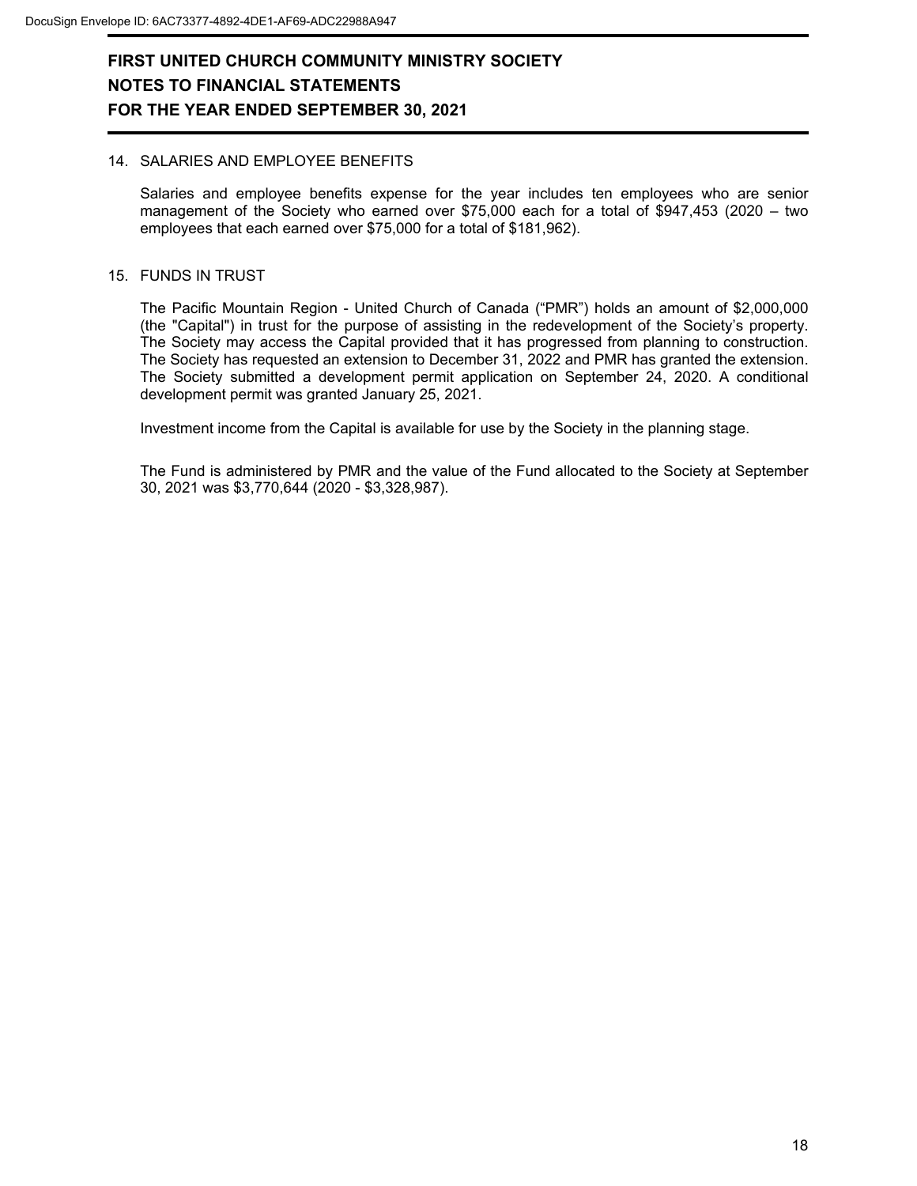# FIRST UNITED CHURCH COMMUNITY MINISTRY SOCIETY
# NOTES TO FINANCIAL STATEMENTS
# FOR THE YEAR ENDED SEPTEMBER 30, 2021

## 14. SALARIES AND EMPLOYEE BENEFITS

Salaries and employee benefits expense for the year includes ten employees who are senior management of the Society who earned over $75,000 each for a total of $947,453 (2020 – two employees that each earned over $75,000 for a total of $181,962).

## 15. FUNDS IN TRUST

The Pacific Mountain Region - United Church of Canada ("PMR") holds an amount of $2,000,000 (the "Capital") in trust for the purpose of assisting in the redevelopment of the Society's property. The Society may access the Capital provided that it has progressed from planning to construction. The Society has requested an extension to December 31, 2022 and PMR has granted the extension. The Society submitted a development permit application on September 24, 2020. A conditional development permit was granted January 25, 2021.

Investment income from the Capital is available for use by the Society in the planning stage.

The Fund is administered by PMR and the value of the Fund allocated to the Society at September 30, 2021 was $3,770,644 (2020 - $3,328,987).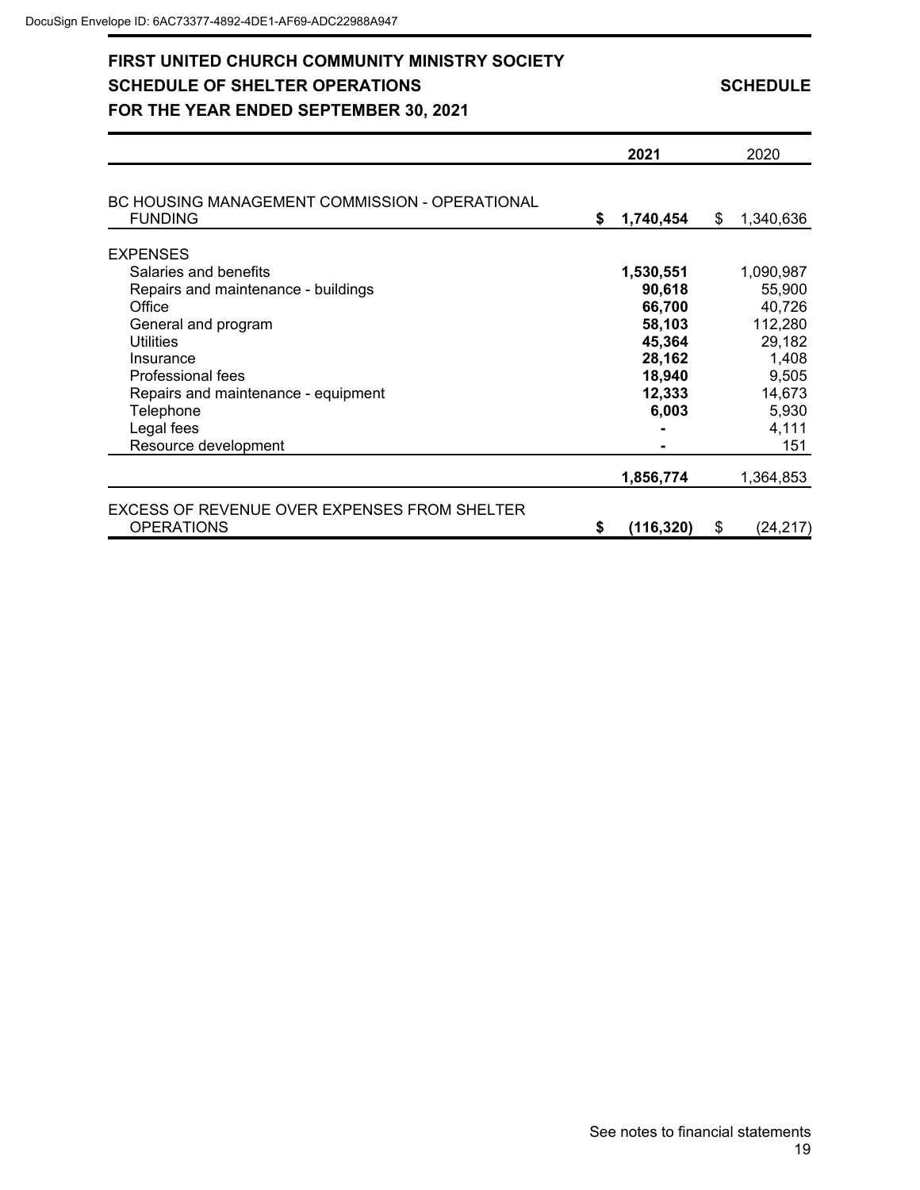# FIRST UNITED CHURCH COMMUNITY MINISTRY SOCIETY

## SCHEDULE OF SHELTER OPERATIONS

**SCHEDULE**

## FOR THE YEAR ENDED SEPTEMBER 30, 2021

| | 2021 | 2020 |
|---|---|---|
| BC HOUSING MANAGEMENT COMMISSION - OPERATIONAL FUNDING | **$ 1,740,454** | $ 1,340,636 |
| EXPENSES | | |
| Salaries and benefits | **1,530,551** | 1,090,987 |
| Repairs and maintenance - buildings | **90,618** | 55,900 |
| Office | **66,700** | 40,726 |
| General and program | **58,103** | 112,280 |
| Utilities | **45,364** | 29,182 |
| Insurance | **28,162** | 1,408 |
| Professional fees | **18,940** | 9,505 |
| Repairs and maintenance - equipment | **12,333** | 14,673 |
| Telephone | **6,003** | 5,930 |
| Legal fees | **-** | 4,111 |
| Resource development | **-** | 151 |
| | **1,856,774** | 1,364,853 |
| EXCESS OF REVENUE OVER EXPENSES FROM SHELTER OPERATIONS | **$ (116,320)** | $ (24,217) |

See notes to financial statements